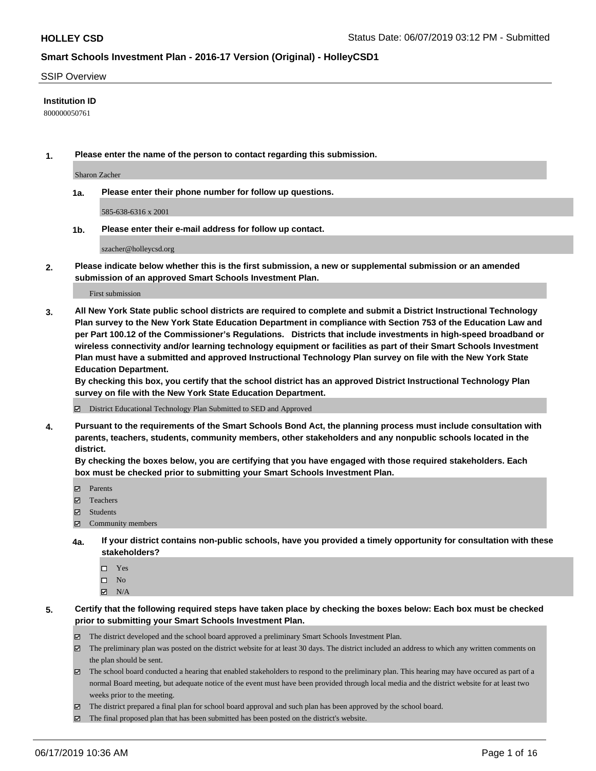**HOLLEY CSD** Status Date: 06/07/2019 03:12 PM - Submitted

## Smart Schools Investment Plan - 2016-17 Version (Original) - HolleyCSD1

SSIP Overview

**Institution ID**

800000050761

**1. Please enter the name of the person to contact regarding this submission.**

Sharon Zacher

**1a. Please enter their phone number for follow up questions.**

585-638-6316 x 2001

**1b. Please enter their e-mail address for follow up contact.**

szacher@holleycsd.org

**2. Please indicate below whether this is the first submission, a new or supplemental submission or an amended submission of an approved Smart Schools Investment Plan.**

First submission

**3. All New York State public school districts are required to complete and submit a District Instructional Technology Plan survey to the New York State Education Department in compliance with Section 753 of the Education Law and per Part 100.12 of the Commissioner's Regulations. Districts that include investments in high-speed broadband or wireless connectivity and/or learning technology equipment or facilities as part of their Smart Schools Investment Plan must have a submitted and approved Instructional Technology Plan survey on file with the New York State Education Department.**
**By checking this box, you certify that the school district has an approved District Instructional Technology Plan survey on file with the New York State Education Department.**

- [x] District Educational Technology Plan Submitted to SED and Approved

**4. Pursuant to the requirements of the Smart Schools Bond Act, the planning process must include consultation with parents, teachers, students, community members, other stakeholders and any nonpublic schools located in the district.**
**By checking the boxes below, you are certifying that you have engaged with those required stakeholders. Each box must be checked prior to submitting your Smart Schools Investment Plan.**

- [x] Parents
- [x] Teachers
- [x] Students
- [x] Community members

**4a. If your district contains non-public schools, have you provided a timely opportunity for consultation with these stakeholders?**

- [ ] Yes
- [ ] No
- [x] N/A

**5. Certify that the following required steps have taken place by checking the boxes below: Each box must be checked prior to submitting your Smart Schools Investment Plan.**

- [x] The district developed and the school board approved a preliminary Smart Schools Investment Plan.
- [x] The preliminary plan was posted on the district website for at least 30 days. The district included an address to which any written comments on the plan should be sent.
- [x] The school board conducted a hearing that enabled stakeholders to respond to the preliminary plan. This hearing may have occured as part of a normal Board meeting, but adequate notice of the event must have been provided through local media and the district website for at least two weeks prior to the meeting.
- [x] The district prepared a final plan for school board approval and such plan has been approved by the school board.
- [x] The final proposed plan that has been submitted has been posted on the district's website.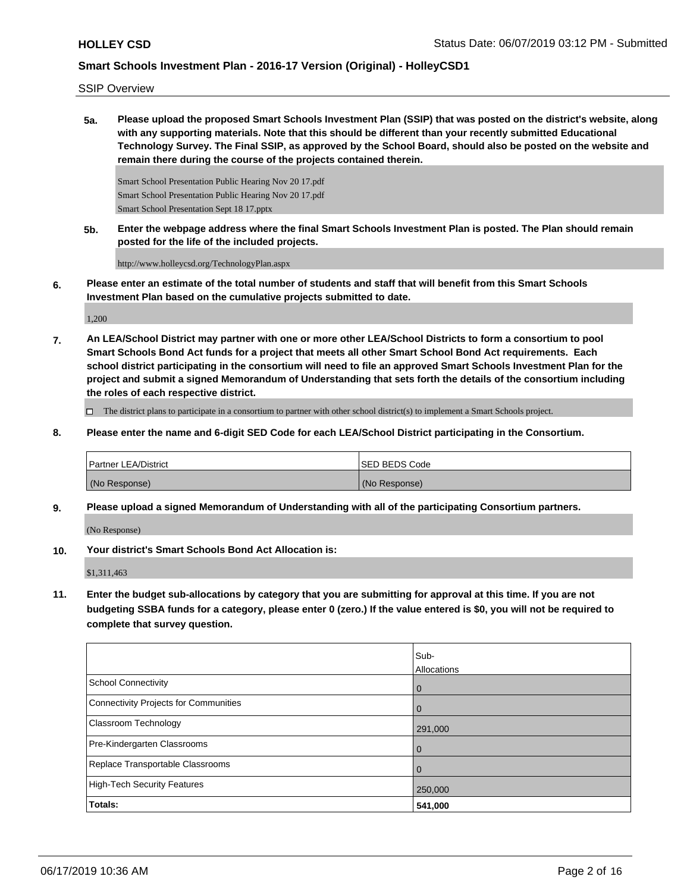SSIP Overview

**5a.** **Please upload the proposed Smart Schools Investment Plan (SSIP) that was posted on the district's website, along with any supporting materials. Note that this should be different than your recently submitted Educational Technology Survey. The Final SSIP, as approved by the School Board, should also be posted on the website and remain there during the course of the projects contained therein.**

Smart School Presentation Public Hearing Nov 20 17.pdf
Smart School Presentation Public Hearing Nov 20 17.pdf
Smart School Presentation Sept 18 17.pptx

**5b.** **Enter the webpage address where the final Smart Schools Investment Plan is posted. The Plan should remain posted for the life of the included projects.**

http://www.holleycsd.org/TechnologyPlan.aspx

**6.** **Please enter an estimate of the total number of students and staff that will benefit from this Smart Schools Investment Plan based on the cumulative projects submitted to date.**

1,200

**7.** **An LEA/School District may partner with one or more other LEA/School Districts to form a consortium to pool Smart Schools Bond Act funds for a project that meets all other Smart School Bond Act requirements. Each school district participating in the consortium will need to file an approved Smart Schools Investment Plan for the project and submit a signed Memorandum of Understanding that sets forth the details of the consortium including the roles of each respective district.**

☐ The district plans to participate in a consortium to partner with other school district(s) to implement a Smart Schools project.

**8.** **Please enter the name and 6-digit SED Code for each LEA/School District participating in the Consortium.**

| Partner LEA/District | SED BEDS Code |
|---|---|
| (No Response) | (No Response) |

**9.** **Please upload a signed Memorandum of Understanding with all of the participating Consortium partners.**

(No Response)

**10.** **Your district's Smart Schools Bond Act Allocation is:**

$1,311,463

**11.** **Enter the budget sub-allocations by category that you are submitting for approval at this time. If you are not budgeting SSBA funds for a category, please enter 0 (zero.) If the value entered is $0, you will not be required to complete that survey question.**

| | Sub-Allocations |
|---|---|
| School Connectivity | 0 |
| Connectivity Projects for Communities | 0 |
| Classroom Technology | 291,000 |
| Pre-Kindergarten Classrooms | 0 |
| Replace Transportable Classrooms | 0 |
| High-Tech Security Features | 250,000 |
| **Totals:** | **541,000** |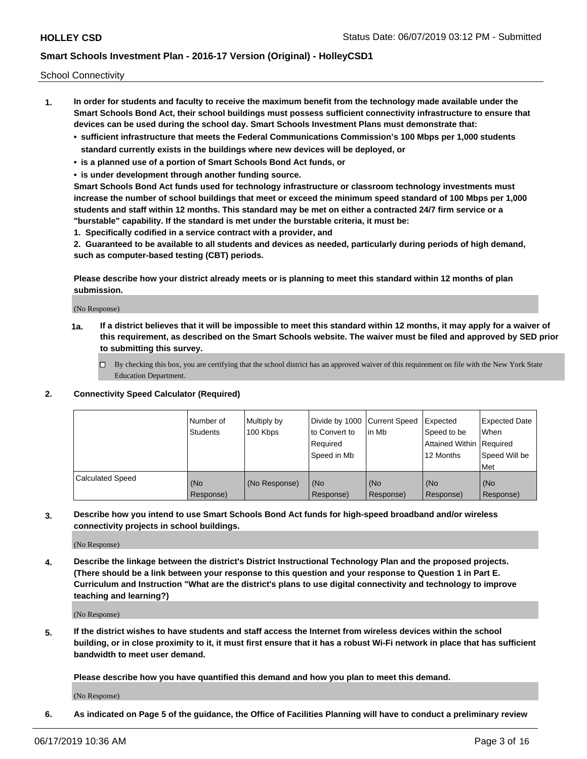School Connectivity

1. **In order for students and faculty to receive the maximum benefit from the technology made available under the Smart Schools Bond Act, their school buildings must possess sufficient connectivity infrastructure to ensure that devices can be used during the school day. Smart Schools Investment Plans must demonstrate that:**
   - **sufficient infrastructure that meets the Federal Communications Commission's 100 Mbps per 1,000 students standard currently exists in the buildings where new devices will be deployed, or**
   - **is a planned use of a portion of Smart Schools Bond Act funds, or**
   - **is under development through another funding source.**

   **Smart Schools Bond Act funds used for technology infrastructure or classroom technology investments must increase the number of school buildings that meet or exceed the minimum speed standard of 100 Mbps per 1,000 students and staff within 12 months. This standard may be met on either a contracted 24/7 firm service or a "burstable" capability. If the standard is met under the burstable criteria, it must be:**

   **1. Specifically codified in a service contract with a provider, and**

   **2. Guaranteed to be available to all students and devices as needed, particularly during periods of high demand, such as computer-based testing (CBT) periods.**

   **Please describe how your district already meets or is planning to meet this standard within 12 months of plan submission.**

   (No Response)

   **1a. If a district believes that it will be impossible to meet this standard within 12 months, it may apply for a waiver of this requirement, as described on the Smart Schools website. The waiver must be filed and approved by SED prior to submitting this survey.**

   ☐ By checking this box, you are certifying that the school district has an approved waiver of this requirement on file with the New York State Education Department.

2. **Connectivity Speed Calculator (Required)**

| | Number of Students | Multiply by 100 Kbps | Divide by 1000 to Convert to Required Speed in Mb | Current Speed in Mb | Expected Speed to be Attained Within 12 Months | Expected Date When Required Speed Will be Met |
|---|---|---|---|---|---|---|
| Calculated Speed | (No Response) | (No Response) | (No Response) | (No Response) | (No Response) | (No Response) |

3. **Describe how you intend to use Smart Schools Bond Act funds for high-speed broadband and/or wireless connectivity projects in school buildings.**

   (No Response)

4. **Describe the linkage between the district's District Instructional Technology Plan and the proposed projects. (There should be a link between your response to this question and your response to Question 1 in Part E. Curriculum and Instruction "What are the district's plans to use digital connectivity and technology to improve teaching and learning?)**

   (No Response)

5. **If the district wishes to have students and staff access the Internet from wireless devices within the school building, or in close proximity to it, it must first ensure that it has a robust Wi-Fi network in place that has sufficient bandwidth to meet user demand.**

   **Please describe how you have quantified this demand and how you plan to meet this demand.**

   (No Response)

6. **As indicated on Page 5 of the guidance, the Office of Facilities Planning will have to conduct a preliminary review**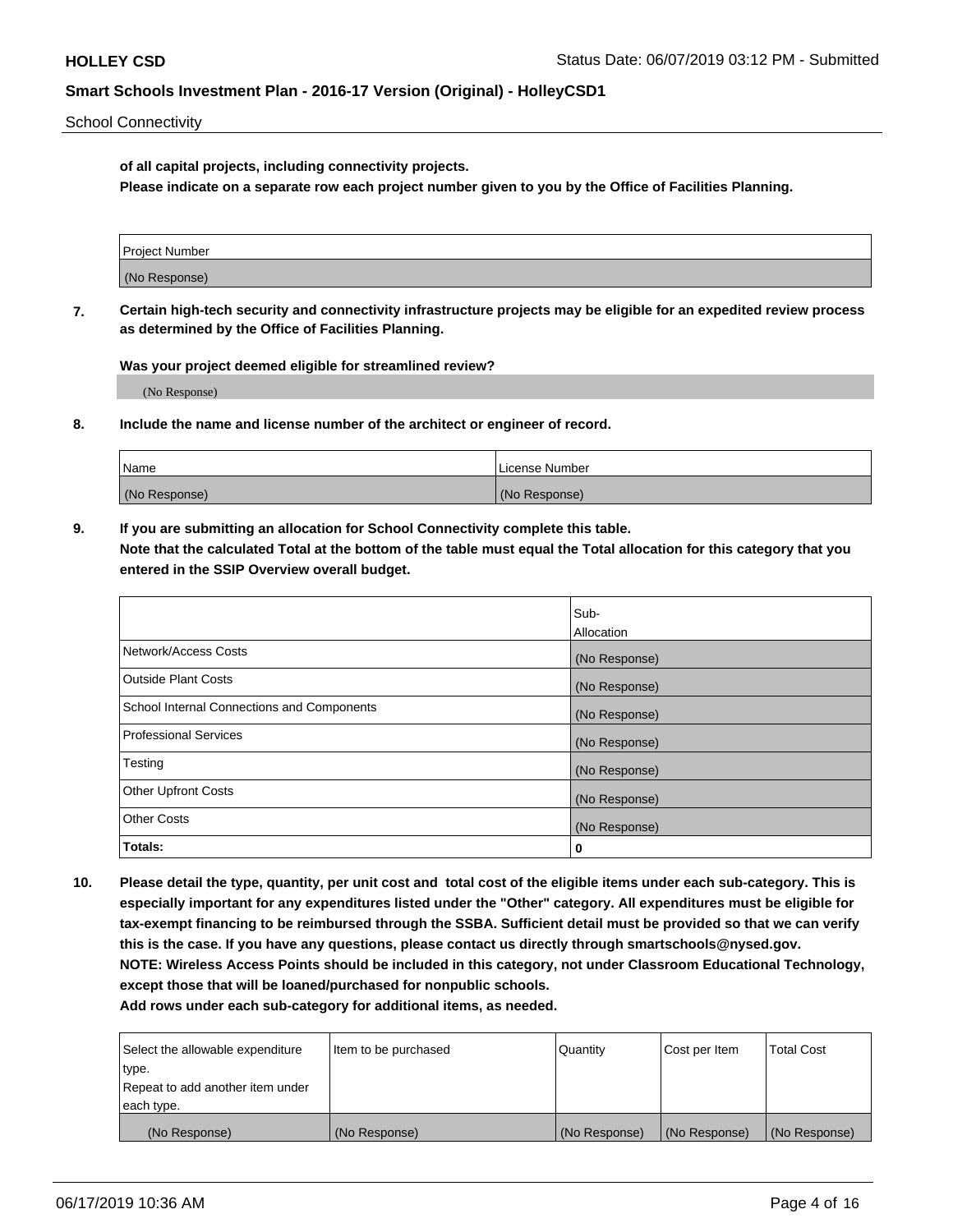School Connectivity

**of all capital projects, including connectivity projects.**
**Please indicate on a separate row each project number given to you by the Office of Facilities Planning.**

| Project Number |
|---|
| (No Response) |

**7. Certain high-tech security and connectivity infrastructure projects may be eligible for an expedited review process as determined by the Office of Facilities Planning.**

**Was your project deemed eligible for streamlined review?**

(No Response)

**8. Include the name and license number of the architect or engineer of record.**

| Name | License Number |
|---|---|
| (No Response) | (No Response) |

**9. If you are submitting an allocation for School Connectivity complete this table.**
**Note that the calculated Total at the bottom of the table must equal the Total allocation for this category that you entered in the SSIP Overview overall budget.**

| | Sub-Allocation |
|---|---|
| Network/Access Costs | (No Response) |
| Outside Plant Costs | (No Response) |
| School Internal Connections and Components | (No Response) |
| Professional Services | (No Response) |
| Testing | (No Response) |
| Other Upfront Costs | (No Response) |
| Other Costs | (No Response) |
| **Totals:** | **0** |

**10. Please detail the type, quantity, per unit cost and total cost of the eligible items under each sub-category. This is especially important for any expenditures listed under the "Other" category. All expenditures must be eligible for tax-exempt financing to be reimbursed through the SSBA. Sufficient detail must be provided so that we can verify this is the case. If you have any questions, please contact us directly through smartschools@nysed.gov.**
**NOTE: Wireless Access Points should be included in this category, not under Classroom Educational Technology, except those that will be loaned/purchased for nonpublic schools.**
**Add rows under each sub-category for additional items, as needed.**

| Select the allowable expenditure type. Repeat to add another item under each type. | Item to be purchased | Quantity | Cost per Item | Total Cost |
|---|---|---|---|---|
| (No Response) | (No Response) | (No Response) | (No Response) | (No Response) |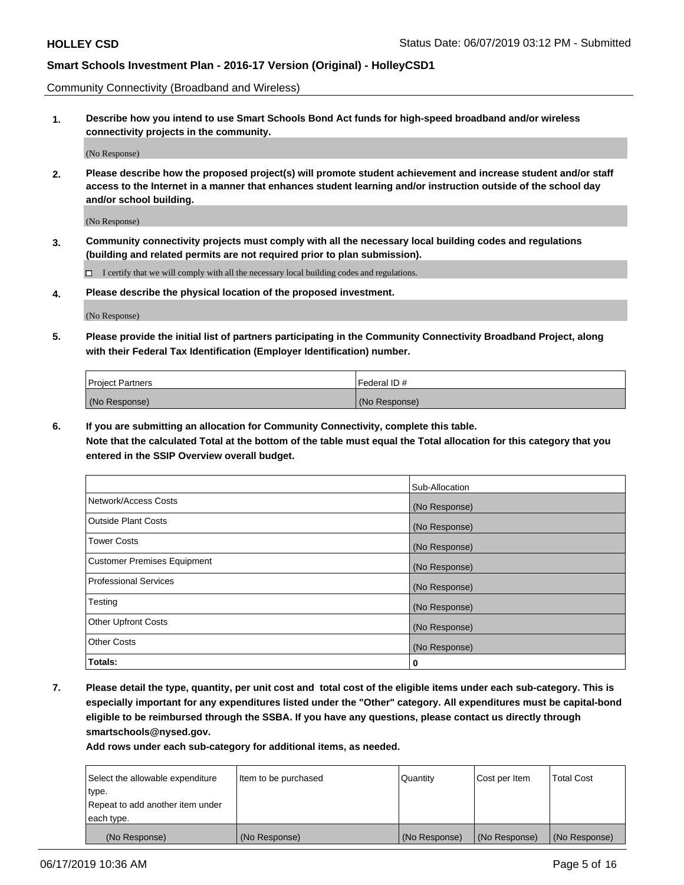Community Connectivity (Broadband and Wireless)

**1. Describe how you intend to use Smart Schools Bond Act funds for high-speed broadband and/or wireless connectivity projects in the community.**

(No Response)

**2. Please describe how the proposed project(s) will promote student achievement and increase student and/or staff access to the Internet in a manner that enhances student learning and/or instruction outside of the school day and/or school building.**

(No Response)

**3. Community connectivity projects must comply with all the necessary local building codes and regulations (building and related permits are not required prior to plan submission).**

☐ I certify that we will comply with all the necessary local building codes and regulations.

**4. Please describe the physical location of the proposed investment.**

(No Response)

**5. Please provide the initial list of partners participating in the Community Connectivity Broadband Project, along with their Federal Tax Identification (Employer Identification) number.**

| Project Partners | Federal ID # |
|---|---|
| (No Response) | (No Response) |

**6. If you are submitting an allocation for Community Connectivity, complete this table. Note that the calculated Total at the bottom of the table must equal the Total allocation for this category that you entered in the SSIP Overview overall budget.**

| | Sub-Allocation |
|---|---|
| Network/Access Costs | (No Response) |
| Outside Plant Costs | (No Response) |
| Tower Costs | (No Response) |
| Customer Premises Equipment | (No Response) |
| Professional Services | (No Response) |
| Testing | (No Response) |
| Other Upfront Costs | (No Response) |
| Other Costs | (No Response) |
| **Totals:** | **0** |

**7. Please detail the type, quantity, per unit cost and total cost of the eligible items under each sub-category. This is especially important for any expenditures listed under the "Other" category. All expenditures must be capital-bond eligible to be reimbursed through the SSBA. If you have any questions, please contact us directly through smartschools@nysed.gov.**

**Add rows under each sub-category for additional items, as needed.**

| Select the allowable expenditure type. Repeat to add another item under each type. | Item to be purchased | Quantity | Cost per Item | Total Cost |
|---|---|---|---|---|
| (No Response) | (No Response) | (No Response) | (No Response) | (No Response) |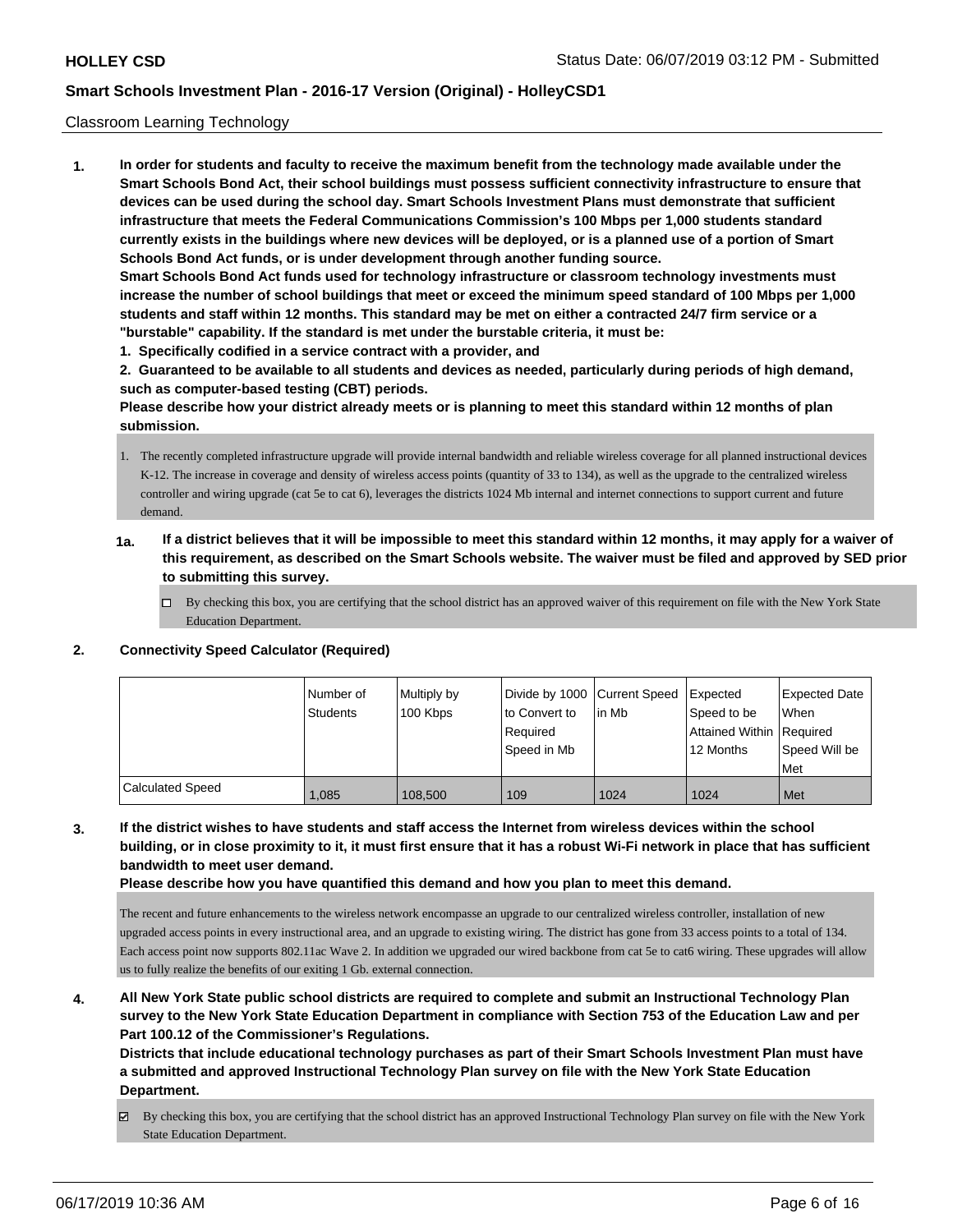Classroom Learning Technology

1. **In order for students and faculty to receive the maximum benefit from the technology made available under the Smart Schools Bond Act, their school buildings must possess sufficient connectivity infrastructure to ensure that devices can be used during the school day. Smart Schools Investment Plans must demonstrate that sufficient infrastructure that meets the Federal Communications Commission's 100 Mbps per 1,000 students standard currently exists in the buildings where new devices will be deployed, or is a planned use of a portion of Smart Schools Bond Act funds, or is under development through another funding source.**
**Smart Schools Bond Act funds used for technology infrastructure or classroom technology investments must increase the number of school buildings that meet or exceed the minimum speed standard of 100 Mbps per 1,000 students and staff within 12 months. This standard may be met on either a contracted 24/7 firm service or a "burstable" capability. If the standard is met under the burstable criteria, it must be:**
**1. Specifically codified in a service contract with a provider, and**
**2. Guaranteed to be available to all students and devices as needed, particularly during periods of high demand, such as computer-based testing (CBT) periods.**
**Please describe how your district already meets or is planning to meet this standard within 12 months of plan submission.**

1. The recently completed infrastructure upgrade will provide internal bandwidth and reliable wireless coverage for all planned instructional devices K-12. The increase in coverage and density of wireless access points (quantity of 33 to 134), as well as the upgrade to the centralized wireless controller and wiring upgrade (cat 5e to cat 6), leverages the districts 1024 Mb internal and internet connections to support current and future demand.

**1a. If a district believes that it will be impossible to meet this standard within 12 months, it may apply for a waiver of this requirement, as described on the Smart Schools website. The waiver must be filed and approved by SED prior to submitting this survey.**

☐ By checking this box, you are certifying that the school district has an approved waiver of this requirement on file with the New York State Education Department.

2. **Connectivity Speed Calculator (Required)**

| | Number of Students | Multiply by 100 Kbps | Divide by 1000 to Convert to Required Speed in Mb | Current Speed in Mb | Expected Speed to be Attained Within 12 Months | Expected Date When Required Speed Will be Met |
|---|---|---|---|---|---|---|
| Calculated Speed | 1,085 | 108,500 | 109 | 1024 | 1024 | Met |

3. **If the district wishes to have students and staff access the Internet from wireless devices within the school building, or in close proximity to it, it must first ensure that it has a robust Wi-Fi network in place that has sufficient bandwidth to meet user demand.**
**Please describe how you have quantified this demand and how you plan to meet this demand.**

The recent and future enhancements to the wireless network encompasse an upgrade to our centralized wireless controller, installation of new upgraded access points in every instructional area, and an upgrade to existing wiring. The district has gone from 33 access points to a total of 134. Each access point now supports 802.11ac Wave 2. In addition we upgraded our wired backbone from cat 5e to cat6 wiring. These upgrades will allow us to fully realize the benefits of our exiting 1 Gb. external connection.

4. **All New York State public school districts are required to complete and submit an Instructional Technology Plan survey to the New York State Education Department in compliance with Section 753 of the Education Law and per Part 100.12 of the Commissioner's Regulations.**
**Districts that include educational technology purchases as part of their Smart Schools Investment Plan must have a submitted and approved Instructional Technology Plan survey on file with the New York State Education Department.**

☑ By checking this box, you are certifying that the school district has an approved Instructional Technology Plan survey on file with the New York State Education Department.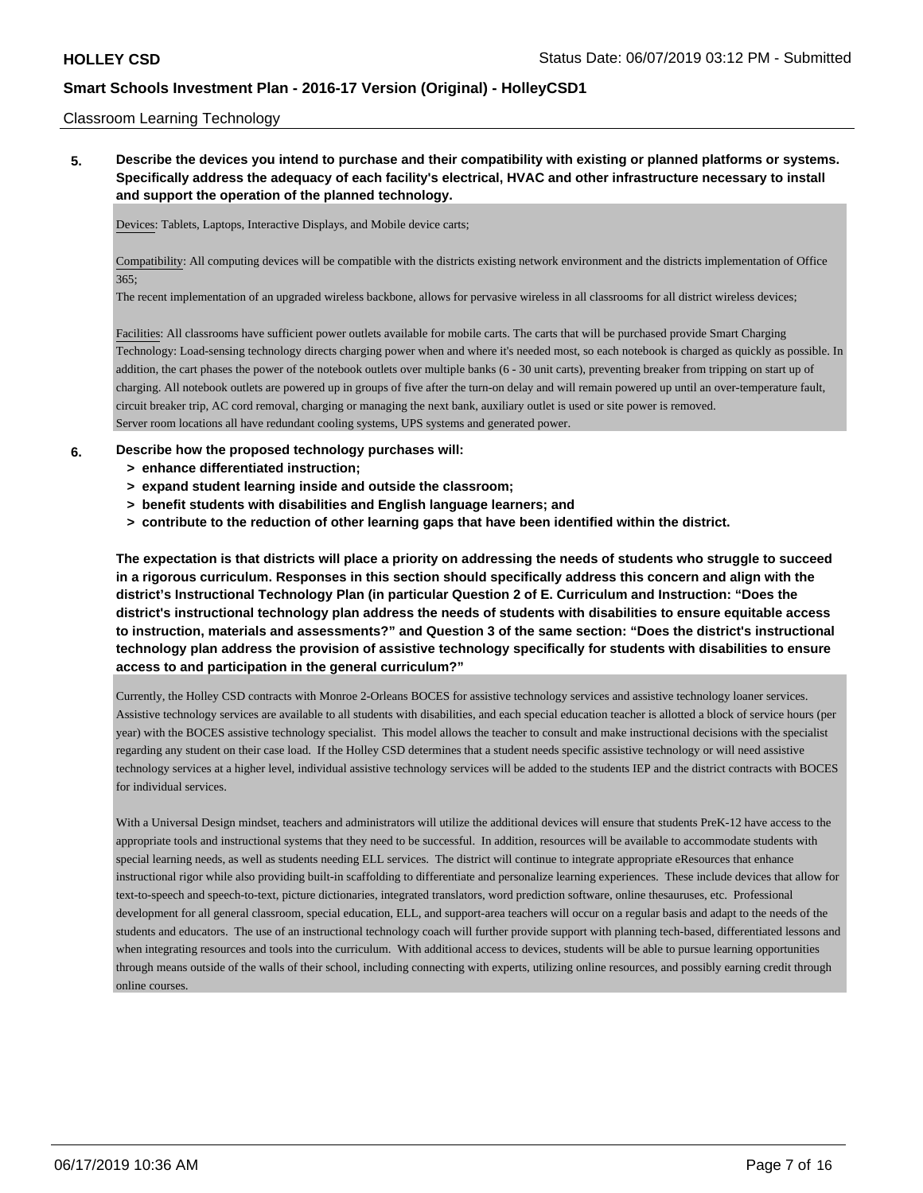Classroom Learning Technology

**5. Describe the devices you intend to purchase and their compatibility with existing or planned platforms or systems. Specifically address the adequacy of each facility's electrical, HVAC and other infrastructure necessary to install and support the operation of the planned technology.**

Devices: Tablets, Laptops, Interactive Displays, and Mobile device carts;

Compatibility: All computing devices will be compatible with the districts existing network environment and the districts implementation of Office 365;
The recent implementation of an upgraded wireless backbone, allows for pervasive wireless in all classrooms for all district wireless devices;

Facilities: All classrooms have sufficient power outlets available for mobile carts. The carts that will be purchased provide Smart Charging Technology: Load-sensing technology directs charging power when and where it's needed most, so each notebook is charged as quickly as possible. In addition, the cart phases the power of the notebook outlets over multiple banks (6 - 30 unit carts), preventing breaker from tripping on start up of charging. All notebook outlets are powered up in groups of five after the turn-on delay and will remain powered up until an over-temperature fault, circuit breaker trip, AC cord removal, charging or managing the next bank, auxiliary outlet is used or site power is removed.
Server room locations all have redundant cooling systems, UPS systems and generated power.

**6. Describe how the proposed technology purchases will:**
**> enhance differentiated instruction;**
**> expand student learning inside and outside the classroom;**
**> benefit students with disabilities and English language learners; and**
**> contribute to the reduction of other learning gaps that have been identified within the district.**

**The expectation is that districts will place a priority on addressing the needs of students who struggle to succeed in a rigorous curriculum. Responses in this section should specifically address this concern and align with the district's Instructional Technology Plan (in particular Question 2 of E. Curriculum and Instruction: "Does the district's instructional technology plan address the needs of students with disabilities to ensure equitable access to instruction, materials and assessments?" and Question 3 of the same section: "Does the district's instructional technology plan address the provision of assistive technology specifically for students with disabilities to ensure access to and participation in the general curriculum?"**

Currently, the Holley CSD contracts with Monroe 2-Orleans BOCES for assistive technology services and assistive technology loaner services. Assistive technology services are available to all students with disabilities, and each special education teacher is allotted a block of service hours (per year) with the BOCES assistive technology specialist. This model allows the teacher to consult and make instructional decisions with the specialist regarding any student on their case load. If the Holley CSD determines that a student needs specific assistive technology or will need assistive technology services at a higher level, individual assistive technology services will be added to the students IEP and the district contracts with BOCES for individual services.

With a Universal Design mindset, teachers and administrators will utilize the additional devices will ensure that students PreK-12 have access to the appropriate tools and instructional systems that they need to be successful. In addition, resources will be available to accommodate students with special learning needs, as well as students needing ELL services. The district will continue to integrate appropriate eResources that enhance instructional rigor while also providing built-in scaffolding to differentiate and personalize learning experiences. These include devices that allow for text-to-speech and speech-to-text, picture dictionaries, integrated translators, word prediction software, online thesauruses, etc. Professional development for all general classroom, special education, ELL, and support-area teachers will occur on a regular basis and adapt to the needs of the students and educators. The use of an instructional technology coach will further provide support with planning tech-based, differentiated lessons and when integrating resources and tools into the curriculum. With additional access to devices, students will be able to pursue learning opportunities through means outside of the walls of their school, including connecting with experts, utilizing online resources, and possibly earning credit through online courses.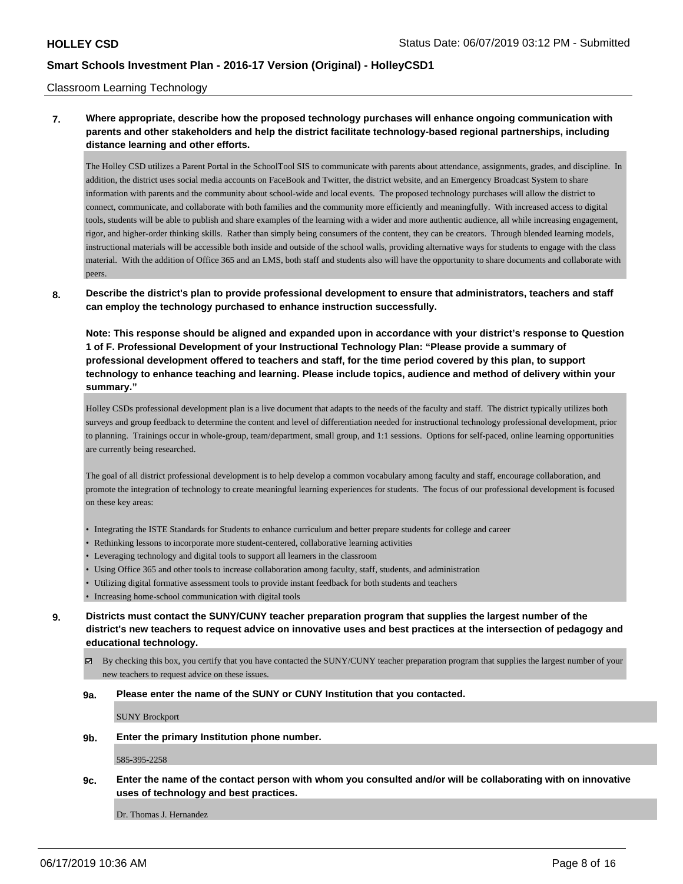Classroom Learning Technology

**7. Where appropriate, describe how the proposed technology purchases will enhance ongoing communication with parents and other stakeholders and help the district facilitate technology-based regional partnerships, including distance learning and other efforts.**

The Holley CSD utilizes a Parent Portal in the SchoolTool SIS to communicate with parents about attendance, assignments, grades, and discipline. In addition, the district uses social media accounts on FaceBook and Twitter, the district website, and an Emergency Broadcast System to share information with parents and the community about school-wide and local events. The proposed technology purchases will allow the district to connect, communicate, and collaborate with both families and the community more efficiently and meaningfully. With increased access to digital tools, students will be able to publish and share examples of the learning with a wider and more authentic audience, all while increasing engagement, rigor, and higher-order thinking skills. Rather than simply being consumers of the content, they can be creators. Through blended learning models, instructional materials will be accessible both inside and outside of the school walls, providing alternative ways for students to engage with the class material. With the addition of Office 365 and an LMS, both staff and students also will have the opportunity to share documents and collaborate with peers.

**8. Describe the district's plan to provide professional development to ensure that administrators, teachers and staff can employ the technology purchased to enhance instruction successfully.**

**Note: This response should be aligned and expanded upon in accordance with your district's response to Question 1 of F. Professional Development of your Instructional Technology Plan: "Please provide a summary of professional development offered to teachers and staff, for the time period covered by this plan, to support technology to enhance teaching and learning. Please include topics, audience and method of delivery within your summary."**

Holley CSDs professional development plan is a live document that adapts to the needs of the faculty and staff. The district typically utilizes both surveys and group feedback to determine the content and level of differentiation needed for instructional technology professional development, prior to planning. Trainings occur in whole-group, team/department, small group, and 1:1 sessions. Options for self-paced, online learning opportunities are currently being researched.

The goal of all district professional development is to help develop a common vocabulary among faculty and staff, encourage collaboration, and promote the integration of technology to create meaningful learning experiences for students. The focus of our professional development is focused on these key areas:

- Integrating the ISTE Standards for Students to enhance curriculum and better prepare students for college and career
- Rethinking lessons to incorporate more student-centered, collaborative learning activities
- Leveraging technology and digital tools to support all learners in the classroom
- Using Office 365 and other tools to increase collaboration among faculty, staff, students, and administration
- Utilizing digital formative assessment tools to provide instant feedback for both students and teachers
- Increasing home-school communication with digital tools

**9. Districts must contact the SUNY/CUNY teacher preparation program that supplies the largest number of the district's new teachers to request advice on innovative uses and best practices at the intersection of pedagogy and educational technology.**

☑ By checking this box, you certify that you have contacted the SUNY/CUNY teacher preparation program that supplies the largest number of your new teachers to request advice on these issues.

**9a. Please enter the name of the SUNY or CUNY Institution that you contacted.**

SUNY Brockport

**9b. Enter the primary Institution phone number.**

585-395-2258

**9c. Enter the name of the contact person with whom you consulted and/or will be collaborating with on innovative uses of technology and best practices.**

Dr. Thomas J. Hernandez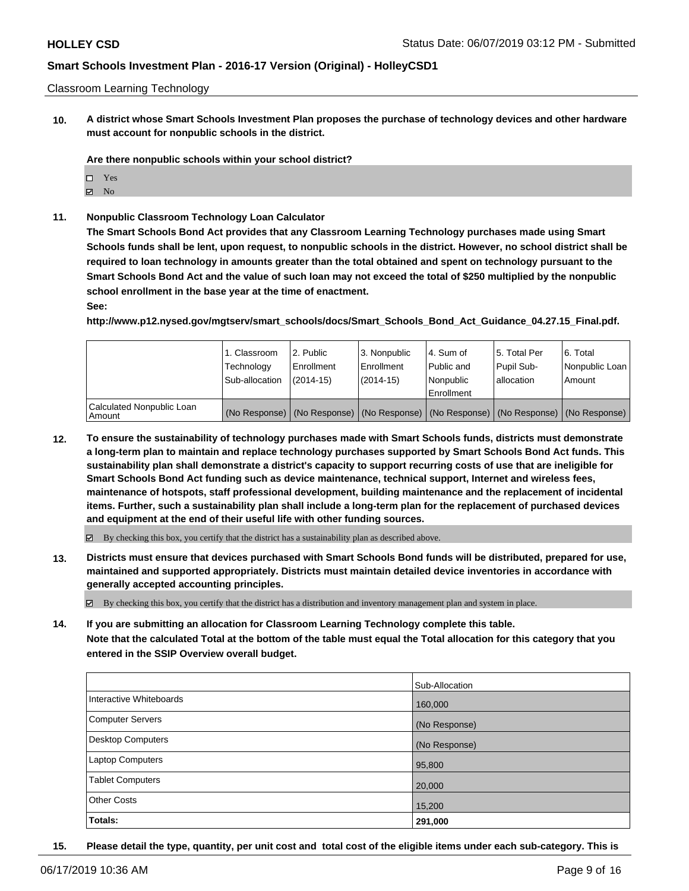Classroom Learning Technology

**10. A district whose Smart Schools Investment Plan proposes the purchase of technology devices and other hardware must account for nonpublic schools in the district.**

**Are there nonpublic schools within your school district?**

- ☐ Yes
- ☑ No

**11. Nonpublic Classroom Technology Loan Calculator**

**The Smart Schools Bond Act provides that any Classroom Learning Technology purchases made using Smart Schools funds shall be lent, upon request, to nonpublic schools in the district. However, no school district shall be required to loan technology in amounts greater than the total obtained and spent on technology pursuant to the Smart Schools Bond Act and the value of such loan may not exceed the total of $250 multiplied by the nonpublic school enrollment in the base year at the time of enactment.**

**See:**

**http://www.p12.nysed.gov/mgtserv/smart_schools/docs/Smart_Schools_Bond_Act_Guidance_04.27.15_Final.pdf.**

| | 1. Classroom Technology Sub-allocation | 2. Public Enrollment (2014-15) | 3. Nonpublic Enrollment (2014-15) | 4. Sum of Public and Nonpublic Enrollment | 5. Total Per Pupil Sub-allocation | 6. Total Nonpublic Loan Amount |
|---|---|---|---|---|---|---|
| Calculated Nonpublic Loan Amount | (No Response) | (No Response) | (No Response) | (No Response) | (No Response) | (No Response) |

**12. To ensure the sustainability of technology purchases made with Smart Schools funds, districts must demonstrate a long-term plan to maintain and replace technology purchases supported by Smart Schools Bond Act funds. This sustainability plan shall demonstrate a district's capacity to support recurring costs of use that are ineligible for Smart Schools Bond Act funding such as device maintenance, technical support, Internet and wireless fees, maintenance of hotspots, staff professional development, building maintenance and the replacement of incidental items. Further, such a sustainability plan shall include a long-term plan for the replacement of purchased devices and equipment at the end of their useful life with other funding sources.**

☑ By checking this box, you certify that the district has a sustainability plan as described above.

**13. Districts must ensure that devices purchased with Smart Schools Bond funds will be distributed, prepared for use, maintained and supported appropriately. Districts must maintain detailed device inventories in accordance with generally accepted accounting principles.**

☑ By checking this box, you certify that the district has a distribution and inventory management plan and system in place.

**14. If you are submitting an allocation for Classroom Learning Technology complete this table.**
**Note that the calculated Total at the bottom of the table must equal the Total allocation for this category that you entered in the SSIP Overview overall budget.**

| | Sub-Allocation |
|---|---|
| Interactive Whiteboards | 160,000 |
| Computer Servers | (No Response) |
| Desktop Computers | (No Response) |
| Laptop Computers | 95,800 |
| Tablet Computers | 20,000 |
| Other Costs | 15,200 |
| **Totals:** | **291,000** |

**15. Please detail the type, quantity, per unit cost and total cost of the eligible items under each sub-category. This is**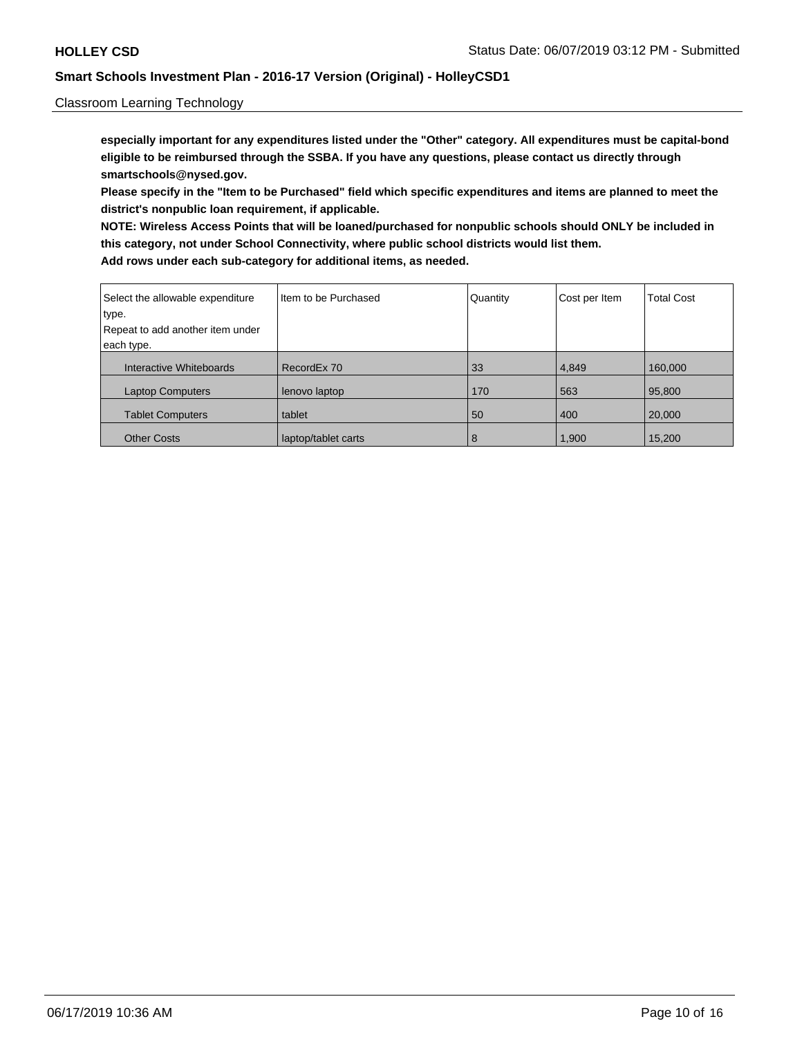**especially important for any expenditures listed under the "Other" category. All expenditures must be capital-bond eligible to be reimbursed through the SSBA. If you have any questions, please contact us directly through smartschools@nysed.gov.**

**Please specify in the "Item to be Purchased" field which specific expenditures and items are planned to meet the district's nonpublic loan requirement, if applicable.**

**NOTE: Wireless Access Points that will be loaned/purchased for nonpublic schools should ONLY be included in this category, not under School Connectivity, where public school districts would list them.**

**Add rows under each sub-category for additional items, as needed.**

| Select the allowable expenditure type. Repeat to add another item under each type. | Item to be Purchased | Quantity | Cost per Item | Total Cost |
|---|---|---|---|---|
| Interactive Whiteboards | RecordEx 70 | 33 | 4,849 | 160,000 |
| Laptop Computers | lenovo laptop | 170 | 563 | 95,800 |
| Tablet Computers | tablet | 50 | 400 | 20,000 |
| Other Costs | laptop/tablet carts | 8 | 1,900 | 15,200 |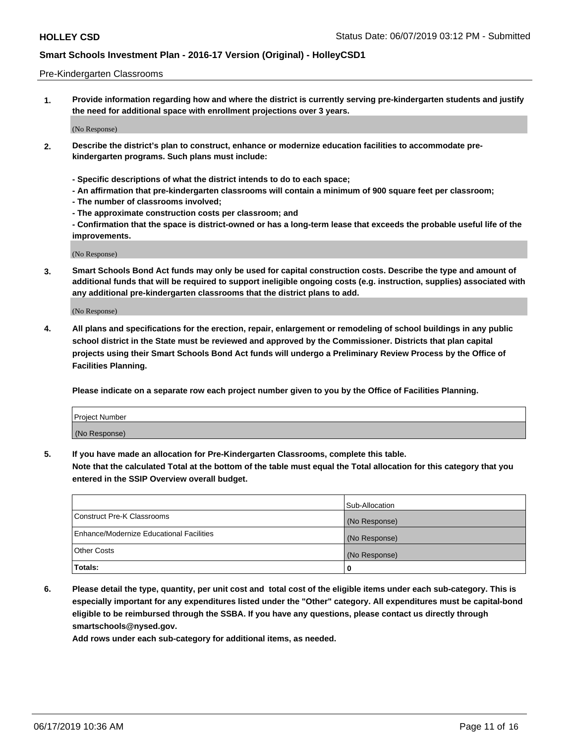Pre-Kindergarten Classrooms

**1. Provide information regarding how and where the district is currently serving pre-kindergarten students and justify the need for additional space with enrollment projections over 3 years.**

(No Response)

**2. Describe the district's plan to construct, enhance or modernize education facilities to accommodate pre-kindergarten programs. Such plans must include:**

**- Specific descriptions of what the district intends to do to each space;**
**- An affirmation that pre-kindergarten classrooms will contain a minimum of 900 square feet per classroom;**
**- The number of classrooms involved;**
**- The approximate construction costs per classroom; and**
**- Confirmation that the space is district-owned or has a long-term lease that exceeds the probable useful life of the improvements.**

(No Response)

**3. Smart Schools Bond Act funds may only be used for capital construction costs. Describe the type and amount of additional funds that will be required to support ineligible ongoing costs (e.g. instruction, supplies) associated with any additional pre-kindergarten classrooms that the district plans to add.**

(No Response)

**4. All plans and specifications for the erection, repair, enlargement or remodeling of school buildings in any public school district in the State must be reviewed and approved by the Commissioner. Districts that plan capital projects using their Smart Schools Bond Act funds will undergo a Preliminary Review Process by the Office of Facilities Planning.**

**Please indicate on a separate row each project number given to you by the Office of Facilities Planning.**

| Project Number |
|---|
| (No Response) |

**5. If you have made an allocation for Pre-Kindergarten Classrooms, complete this table.**
**Note that the calculated Total at the bottom of the table must equal the Total allocation for this category that you entered in the SSIP Overview overall budget.**

| | Sub-Allocation |
|---|---|
| Construct Pre-K Classrooms | (No Response) |
| Enhance/Modernize Educational Facilities | (No Response) |
| Other Costs | (No Response) |
| **Totals:** | **0** |

**6. Please detail the type, quantity, per unit cost and total cost of the eligible items under each sub-category. This is especially important for any expenditures listed under the "Other" category. All expenditures must be capital-bond eligible to be reimbursed through the SSBA. If you have any questions, please contact us directly through smartschools@nysed.gov.**
**Add rows under each sub-category for additional items, as needed.**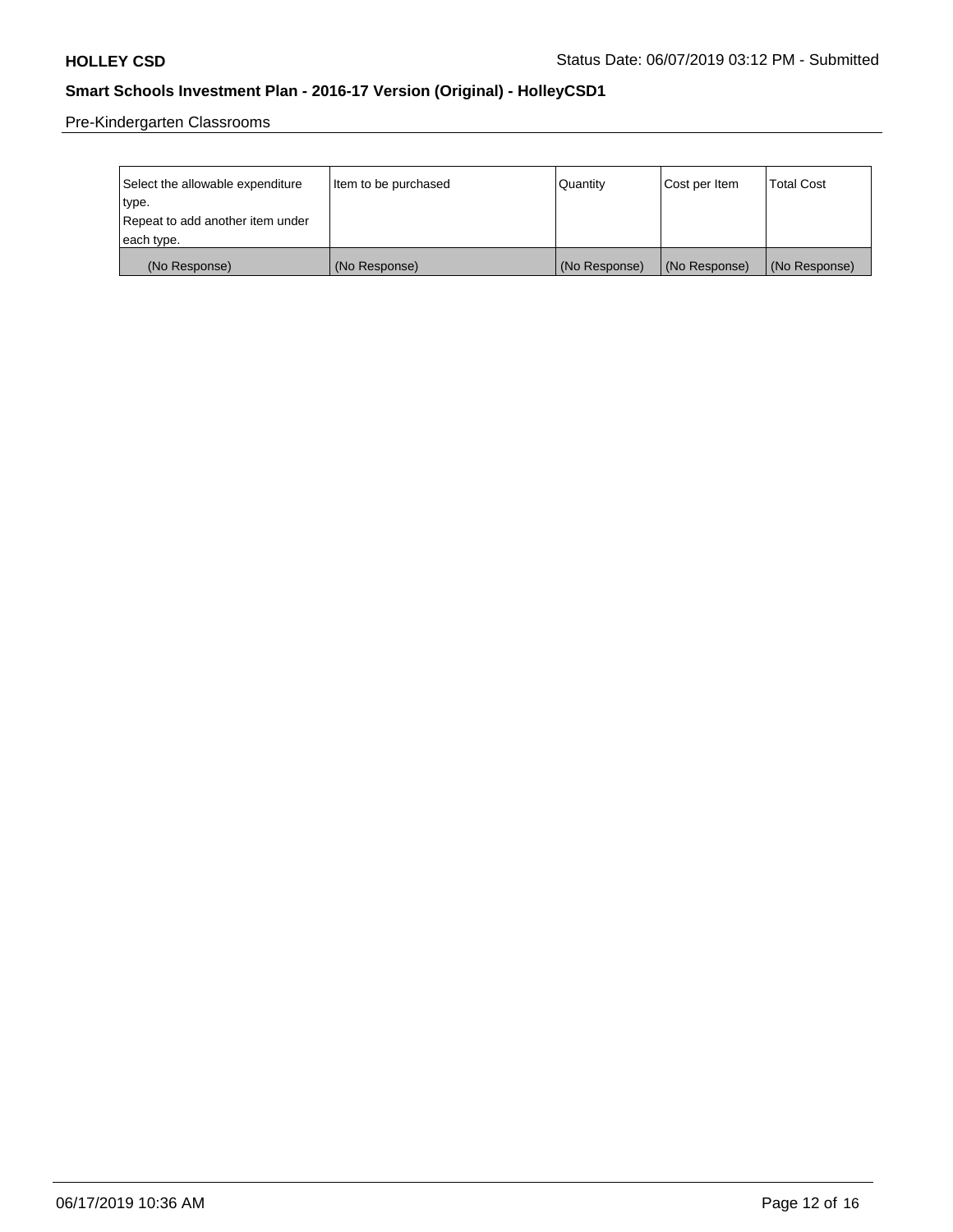Pre-Kindergarten Classrooms

| Select the allowable expenditure type.<br>Repeat to add another item under each type. | Item to be purchased | Quantity | Cost per Item | Total Cost |
|---|---|---|---|---|
| (No Response) | (No Response) | (No Response) | (No Response) | (No Response) |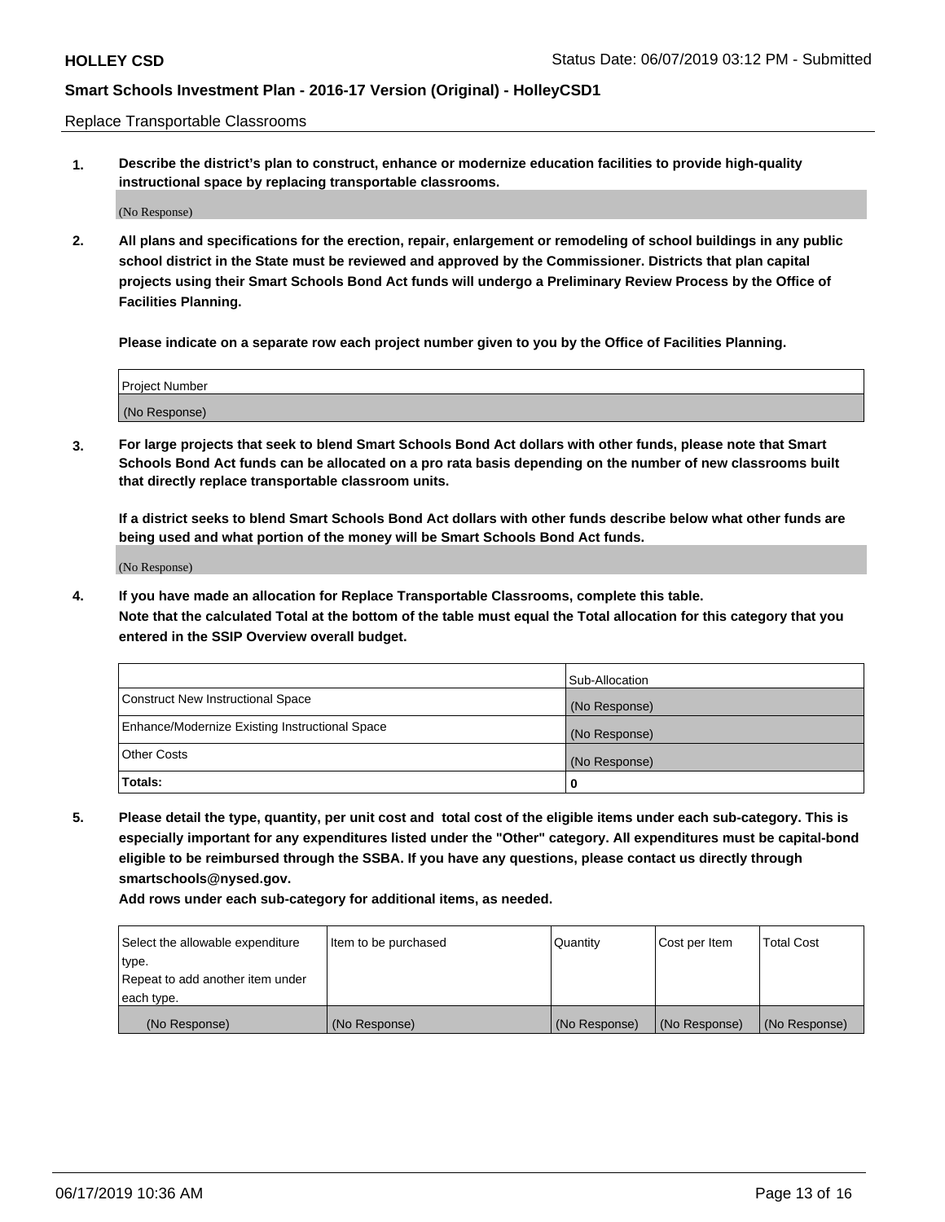Replace Transportable Classrooms

1. **Describe the district's plan to construct, enhance or modernize education facilities to provide high-quality instructional space by replacing transportable classrooms.**

(No Response)

2. **All plans and specifications for the erection, repair, enlargement or remodeling of school buildings in any public school district in the State must be reviewed and approved by the Commissioner. Districts that plan capital projects using their Smart Schools Bond Act funds will undergo a Preliminary Review Process by the Office of Facilities Planning.**

**Please indicate on a separate row each project number given to you by the Office of Facilities Planning.**

| Project Number |
|---|
| (No Response) |

3. **For large projects that seek to blend Smart Schools Bond Act dollars with other funds, please note that Smart Schools Bond Act funds can be allocated on a pro rata basis depending on the number of new classrooms built that directly replace transportable classroom units.**

**If a district seeks to blend Smart Schools Bond Act dollars with other funds describe below what other funds are being used and what portion of the money will be Smart Schools Bond Act funds.**

(No Response)

4. **If you have made an allocation for Replace Transportable Classrooms, complete this table.**
**Note that the calculated Total at the bottom of the table must equal the Total allocation for this category that you entered in the SSIP Overview overall budget.**

| | Sub-Allocation |
|---|---|
| Construct New Instructional Space | (No Response) |
| Enhance/Modernize Existing Instructional Space | (No Response) |
| Other Costs | (No Response) |
| **Totals:** | **0** |

5. **Please detail the type, quantity, per unit cost and total cost of the eligible items under each sub-category. This is especially important for any expenditures listed under the "Other" category. All expenditures must be capital-bond eligible to be reimbursed through the SSBA. If you have any questions, please contact us directly through smartschools@nysed.gov.**

**Add rows under each sub-category for additional items, as needed.**

| Select the allowable expenditure type. Repeat to add another item under each type. | Item to be purchased | Quantity | Cost per Item | Total Cost |
|---|---|---|---|---|
| (No Response) | (No Response) | (No Response) | (No Response) | (No Response) |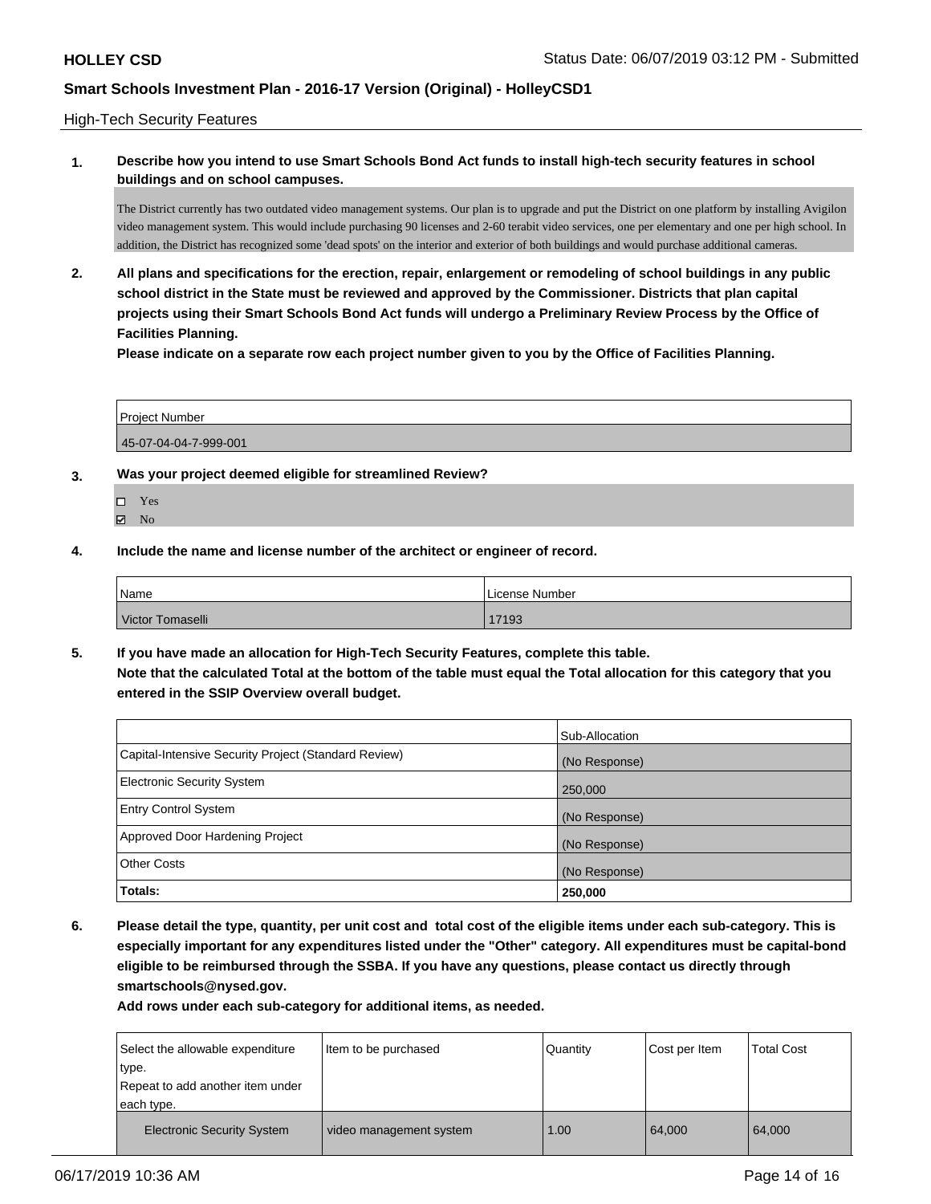High-Tech Security Features

**1. Describe how you intend to use Smart Schools Bond Act funds to install high-tech security features in school buildings and on school campuses.**

The District currently has two outdated video management systems. Our plan is to upgrade and put the District on one platform by installing Avigilon video management system. This would include purchasing 90 licenses and 2-60 terabit video services, one per elementary and one per high school. In addition, the District has recognized some 'dead spots' on the interior and exterior of both buildings and would purchase additional cameras.

**2. All plans and specifications for the erection, repair, enlargement or remodeling of school buildings in any public school district in the State must be reviewed and approved by the Commissioner. Districts that plan capital projects using their Smart Schools Bond Act funds will undergo a Preliminary Review Process by the Office of Facilities Planning.**

**Please indicate on a separate row each project number given to you by the Office of Facilities Planning.**

| Project Number |
| --- |
| 45-07-04-04-7-999-001 |

**3. Was your project deemed eligible for streamlined Review?**

- ☐ Yes
- ☑ No

**4. Include the name and license number of the architect or engineer of record.**

| Name | License Number |
| --- | --- |
| Victor Tomaselli | 17193 |

**5. If you have made an allocation for High-Tech Security Features, complete this table.**
**Note that the calculated Total at the bottom of the table must equal the Total allocation for this category that you entered in the SSIP Overview overall budget.**

| | Sub-Allocation |
| --- | --- |
| Capital-Intensive Security Project (Standard Review) | (No Response) |
| Electronic Security System | 250,000 |
| Entry Control System | (No Response) |
| Approved Door Hardening Project | (No Response) |
| Other Costs | (No Response) |
| **Totals:** | **250,000** |

**6. Please detail the type, quantity, per unit cost and total cost of the eligible items under each sub-category. This is especially important for any expenditures listed under the "Other" category. All expenditures must be capital-bond eligible to be reimbursed through the SSBA. If you have any questions, please contact us directly through smartschools@nysed.gov.**

**Add rows under each sub-category for additional items, as needed.**

| Select the allowable expenditure type. Repeat to add another item under each type. | Item to be purchased | Quantity | Cost per Item | Total Cost |
| --- | --- | --- | --- | --- |
| Electronic Security System | video management system | 1.00 | 64,000 | 64,000 |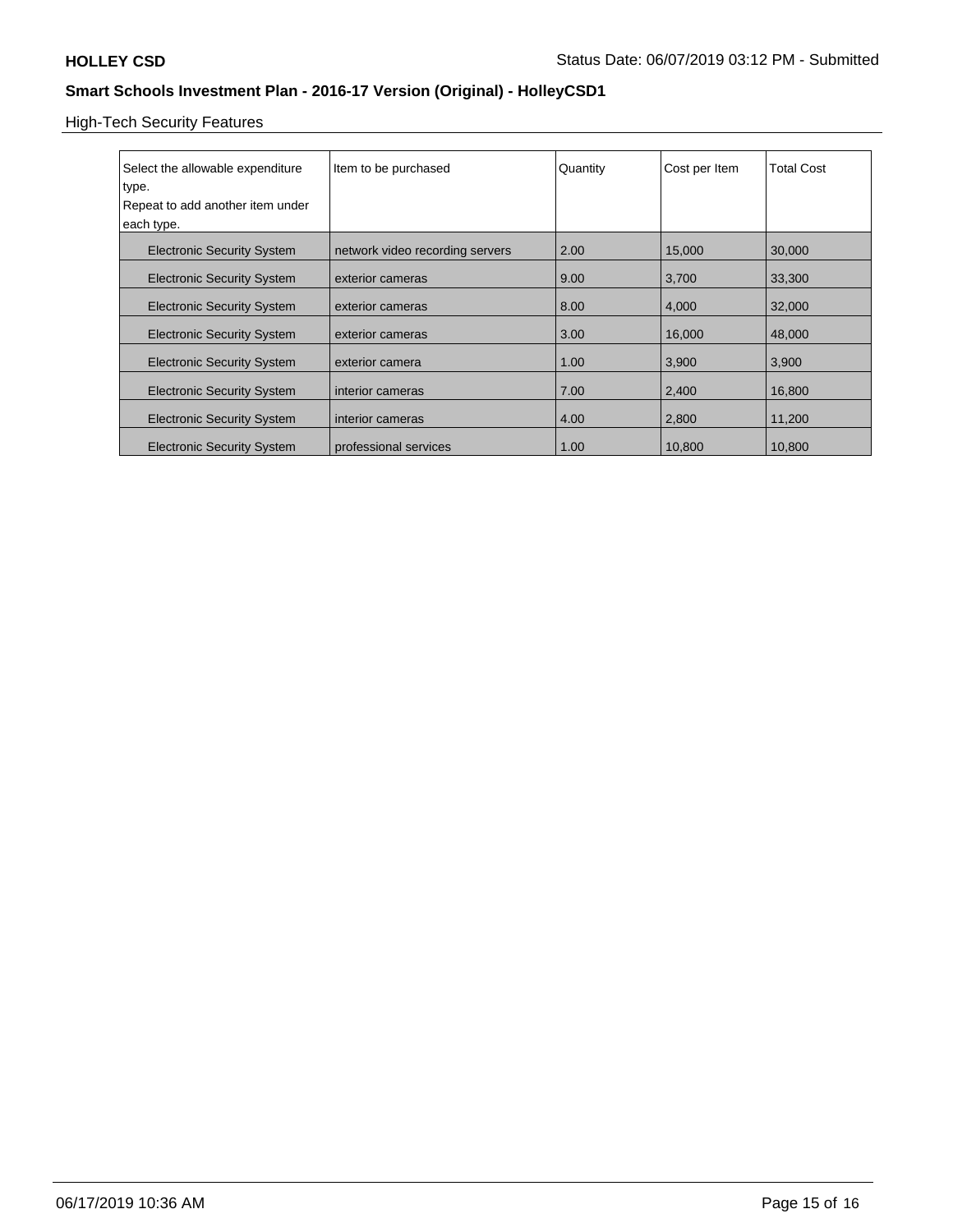High-Tech Security Features

| Select the allowable expenditure type.<br>Repeat to add another item under each type. | Item to be purchased | Quantity | Cost per Item | Total Cost |
|---|---|---|---|---|
| Electronic Security System | network video recording servers | 2.00 | 15,000 | 30,000 |
| Electronic Security System | exterior cameras | 9.00 | 3,700 | 33,300 |
| Electronic Security System | exterior cameras | 8.00 | 4,000 | 32,000 |
| Electronic Security System | exterior cameras | 3.00 | 16,000 | 48,000 |
| Electronic Security System | exterior camera | 1.00 | 3,900 | 3,900 |
| Electronic Security System | interior cameras | 7.00 | 2,400 | 16,800 |
| Electronic Security System | interior cameras | 4.00 | 2,800 | 11,200 |
| Electronic Security System | professional services | 1.00 | 10,800 | 10,800 |